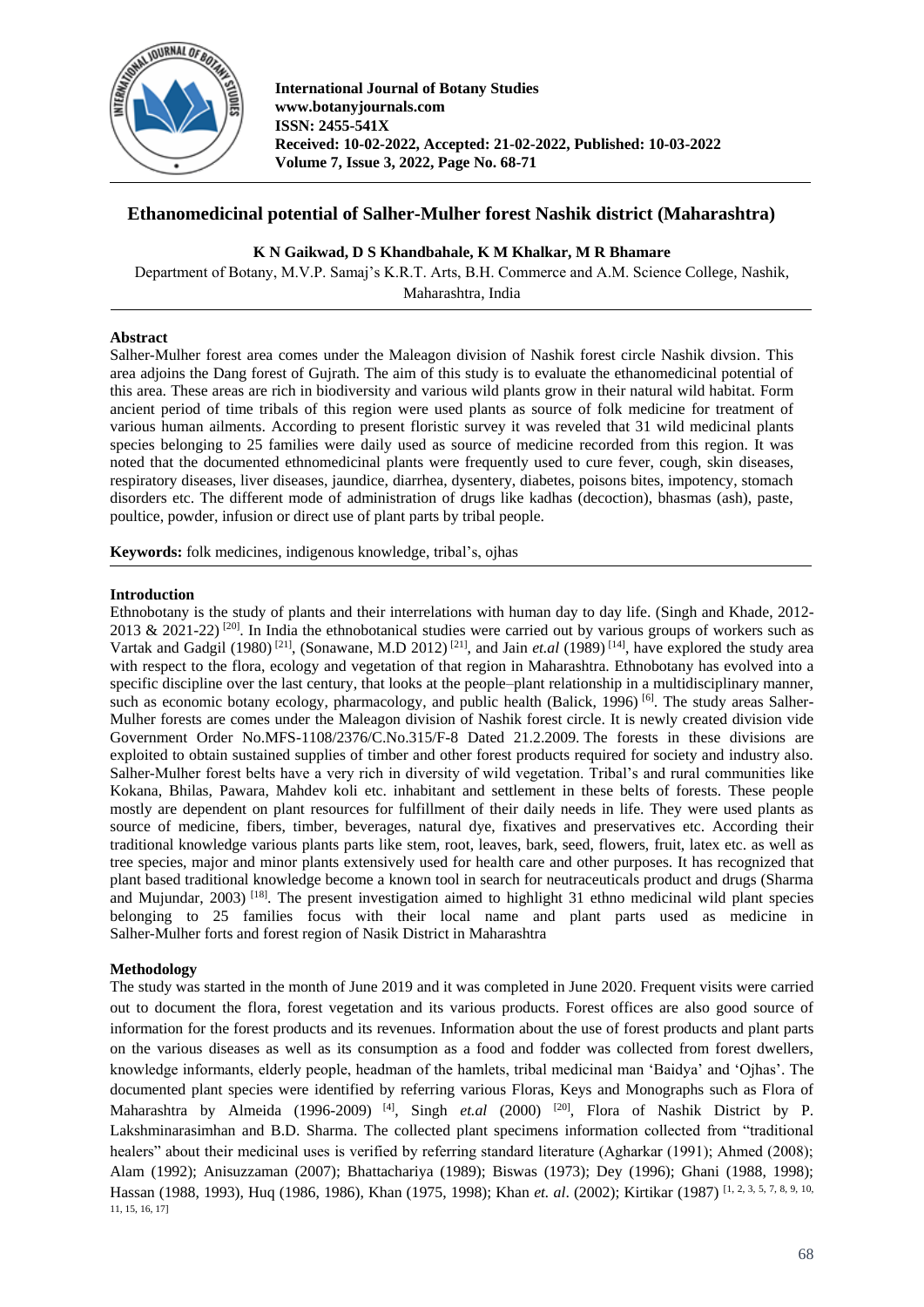# Ethanomedicinal potential of Salher-Mulher forest Nashik district (Maharashtra)

**K N Gaikwad, D S Khandbahale, K M Khalkar, M R Bhamare**

Department of Botany, M.V.P. Samaj's K.R.T. Arts, B.H. Commerce and A.M. Science College, Nashik, Maharashtra, India

## Abstract

Salher-Mulher forest area comes under the Maleagon division of Nashik forest circle Nashik divsion. This area adjoins the Dang forest of Gujrath. The aim of this study is to evaluate the ethanomedicinal potential of this area. These areas are rich in biodiversity and various wild plants grow in their natural wild habitat. Form ancient period of time tribals of this region were used plants as source of folk medicine for treatment of various human ailments. According to present floristic survey it was reveled that 31 wild medicinal plants species belonging to 25 families were daily used as source of medicine recorded from this region. It was noted that the documented ethnomedicinal plants were frequently used to cure fever, cough, skin diseases, respiratory diseases, liver diseases, jaundice, diarrhea, dysentery, diabetes, poisons bites, impotency, stomach disorders etc. The different mode of administration of drugs like kadhas (decoction), bhasmas (ash), paste, poultice, powder, infusion or direct use of plant parts by tribal people.

**Keywords:** folk medicines, indigenous knowledge, tribal's, ojhas

## Introduction

Ethnobotany is the study of plants and their interrelations with human day to day life. (Singh and Khade, 2012-2013 & 2021-22) [20]. In India the ethnobotanical studies were carried out by various groups of workers such as Vartak and Gadgil (1980) [21], (Sonawane, M.D 2012) [21], and Jain *et.al* (1989) [14], have explored the study area with respect to the flora, ecology and vegetation of that region in Maharashtra. Ethnobotany has evolved into a specific discipline over the last century, that looks at the people–plant relationship in a multidisciplinary manner, such as economic botany ecology, pharmacology, and public health (Balick, 1996) [6]. The study areas Salher-Mulher forests are comes under the Maleagon division of Nashik forest circle. It is newly created division vide Government Order No.MFS-1108/2376/C.No.315/F-8 Dated 21.2.2009. The forests in these divisions are exploited to obtain sustained supplies of timber and other forest products required for society and industry also. Salher-Mulher forest belts have a very rich in diversity of wild vegetation. Tribal's and rural communities like Kokana, Bhilas, Pawara, Mahdev koli etc. inhabitant and settlement in these belts of forests. These people mostly are dependent on plant resources for fulfillment of their daily needs in life. They were used plants as source of medicine, fibers, timber, beverages, natural dye, fixatives and preservatives etc. According their traditional knowledge various plants parts like stem, root, leaves, bark, seed, flowers, fruit, latex etc. as well as tree species, major and minor plants extensively used for health care and other purposes. It has recognized that plant based traditional knowledge become a known tool in search for neutraceuticals product and drugs (Sharma and Mujundar, 2003) [18]. The present investigation aimed to highlight 31 ethno medicinal wild plant species belonging to 25 families focus with their local name and plant parts used as medicine in Salher-Mulher forts and forest region of Nasik District in Maharashtra

## Methodology

The study was started in the month of June 2019 and it was completed in June 2020. Frequent visits were carried out to document the flora, forest vegetation and its various products. Forest offices are also good source of information for the forest products and its revenues. Information about the use of forest products and plant parts on the various diseases as well as its consumption as a food and fodder was collected from forest dwellers, knowledge informants, elderly people, headman of the hamlets, tribal medicinal man 'Baidya' and 'Ojhas'. The documented plant species were identified by referring various Floras, Keys and Monographs such as Flora of Maharashtra by Almeida (1996-2009) [4], Singh *et.al* (2000) [20], Flora of Nashik District by P. Lakshminarasimhan and B.D. Sharma. The collected plant specimens information collected from "traditional healers" about their medicinal uses is verified by referring standard literature (Agharkar (1991); Ahmed (2008); Alam (1992); Anisuzzaman (2007); Bhattachariya (1989); Biswas (1973); Dey (1996); Ghani (1988, 1998); Hassan (1988, 1993), Huq (1986, 1986), Khan (1975, 1998); Khan *et. al*. (2002); Kirtikar (1987) [1, 2, 3, 5, 7, 8, 9, 10, 11, 15, 16, 17]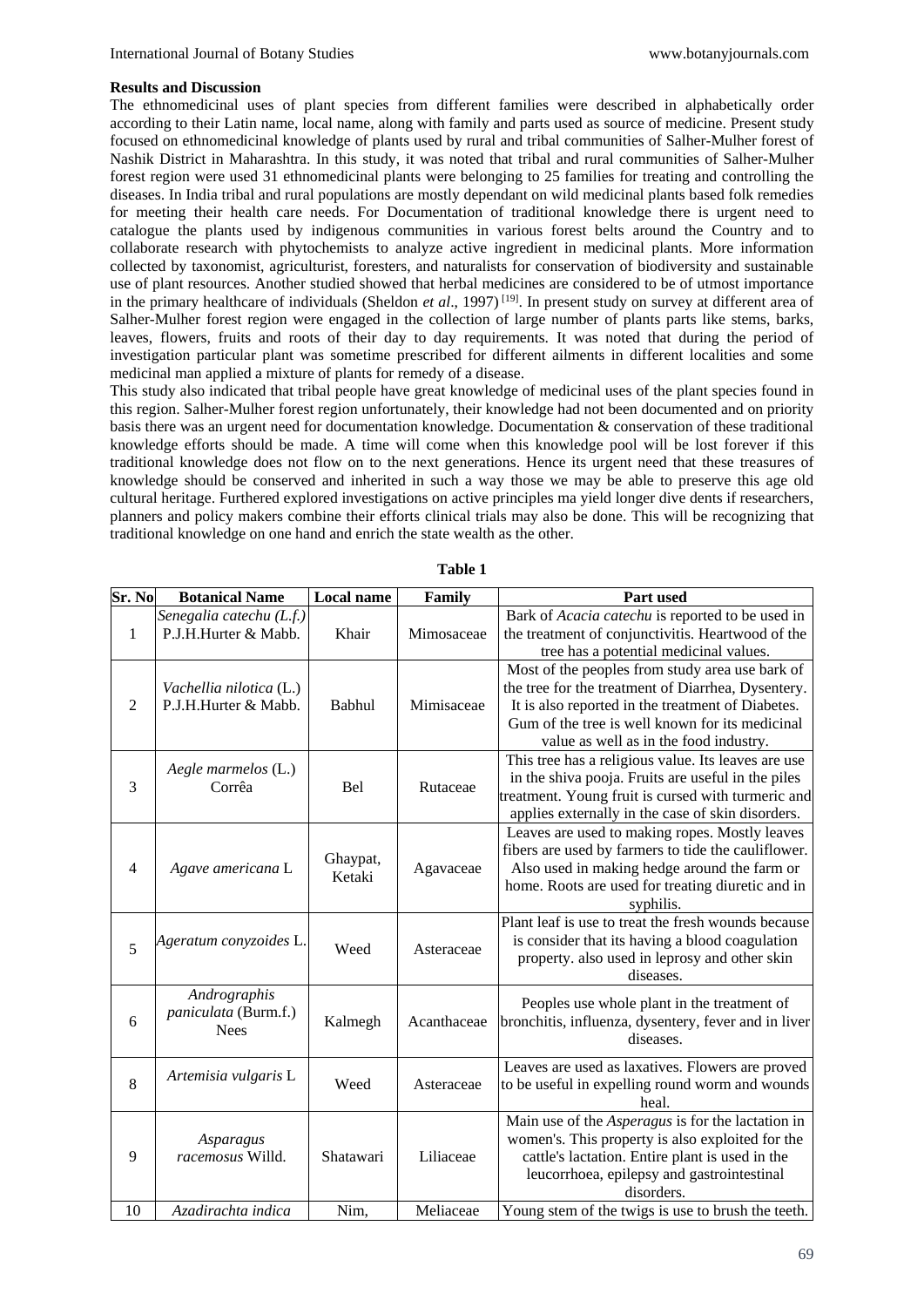## Results and Discussion

The ethnomedicinal uses of plant species from different families were described in alphabetically order according to their Latin name, local name, along with family and parts used as source of medicine. Present study focused on ethnomedicinal knowledge of plants used by rural and tribal communities of Salher-Mulher forest of Nashik District in Maharashtra. In this study, it was noted that tribal and rural communities of Salher-Mulher forest region were used 31 ethnomedicinal plants were belonging to 25 families for treating and controlling the diseases. In India tribal and rural populations are mostly dependant on wild medicinal plants based folk remedies for meeting their health care needs. For Documentation of traditional knowledge there is urgent need to catalogue the plants used by indigenous communities in various forest belts around the Country and to collaborate research with phytochemists to analyze active ingredient in medicinal plants. More information collected by taxonomist, agriculturist, foresters, and naturalists for conservation of biodiversity and sustainable use of plant resources. Another studied showed that herbal medicines are considered to be of utmost importance in the primary healthcare of individuals (Sheldon *et al*., 1997) [19]. In present study on survey at different area of Salher-Mulher forest region were engaged in the collection of large number of plants parts like stems, barks, leaves, flowers, fruits and roots of their day to day requirements. It was noted that during the period of investigation particular plant was sometime prescribed for different ailments in different localities and some medicinal man applied a mixture of plants for remedy of a disease.

This study also indicated that tribal people have great knowledge of medicinal uses of the plant species found in this region. Salher-Mulher forest region unfortunately, their knowledge had not been documented and on priority basis there was an urgent need for documentation knowledge. Documentation & conservation of these traditional knowledge efforts should be made. A time will come when this knowledge pool will be lost forever if this traditional knowledge does not flow on to the next generations. Hence its urgent need that these treasures of knowledge should be conserved and inherited in such a way those we may be able to preserve this age old cultural heritage. Furthered explored investigations on active principles ma yield longer dive dents if researchers, planners and policy makers combine their efforts clinical trials may also be done. This will be recognizing that traditional knowledge on one hand and enrich the state wealth as the other.

**Table 1**

| Sr. No | Botanical Name | Local name | Family | Part used |
|---|---|---|---|---|
| 1 | *Senegalia catechu (L.f.)* P.J.H.Hurter & Mabb. | Khair | Mimosaceae | Bark of *Acacia catechu* is reported to be used in the treatment of conjunctivitis. Heartwood of the tree has a potential medicinal values. |
| 2 | *Vachellia nilotica* (L.) P.J.H.Hurter & Mabb. | Babhul | Mimisaceae | Most of the peoples from study area use bark of the tree for the treatment of Diarrhea, Dysentery. It is also reported in the treatment of Diabetes. Gum of the tree is well known for its medicinal value as well as in the food industry. |
| 3 | *Aegle marmelos* (L.) Corrêa | Bel | Rutaceae | This tree has a religious value. Its leaves are use in the shiva pooja. Fruits are useful in the piles treatment. Young fruit is cursed with turmeric and applies externally in the case of skin disorders. |
| 4 | *Agave americana* L | Ghaypat, Ketaki | Agavaceae | Leaves are used to making ropes. Mostly leaves fibers are used by farmers to tide the cauliflower. Also used in making hedge around the farm or home. Roots are used for treating diuretic and in syphilis. |
| 5 | *Ageratum conyzoides* L. | Weed | Asteraceae | Plant leaf is use to treat the fresh wounds because is consider that its having a blood coagulation property. also used in leprosy and other skin diseases. |
| 6 | *Andrographis paniculata* (Burm.f.) Nees | Kalmegh | Acanthaceae | Peoples use whole plant in the treatment of bronchitis, influenza, dysentery, fever and in liver diseases. |
| 8 | *Artemisia vulgaris* L | Weed | Asteraceae | Leaves are used as laxatives. Flowers are proved to be useful in expelling round worm and wounds heal. |
| 9 | *Asparagus racemosus* Willd. | Shatawari | Liliaceae | Main use of the *Asperagus* is for the lactation in women's. This property is also exploited for the cattle's lactation. Entire plant is used in the leucorrhoea, epilepsy and gastrointestinal disorders. |
| 10 | *Azadirachta indica* | Nim, | Meliaceae | Young stem of the twigs is use to brush the teeth. |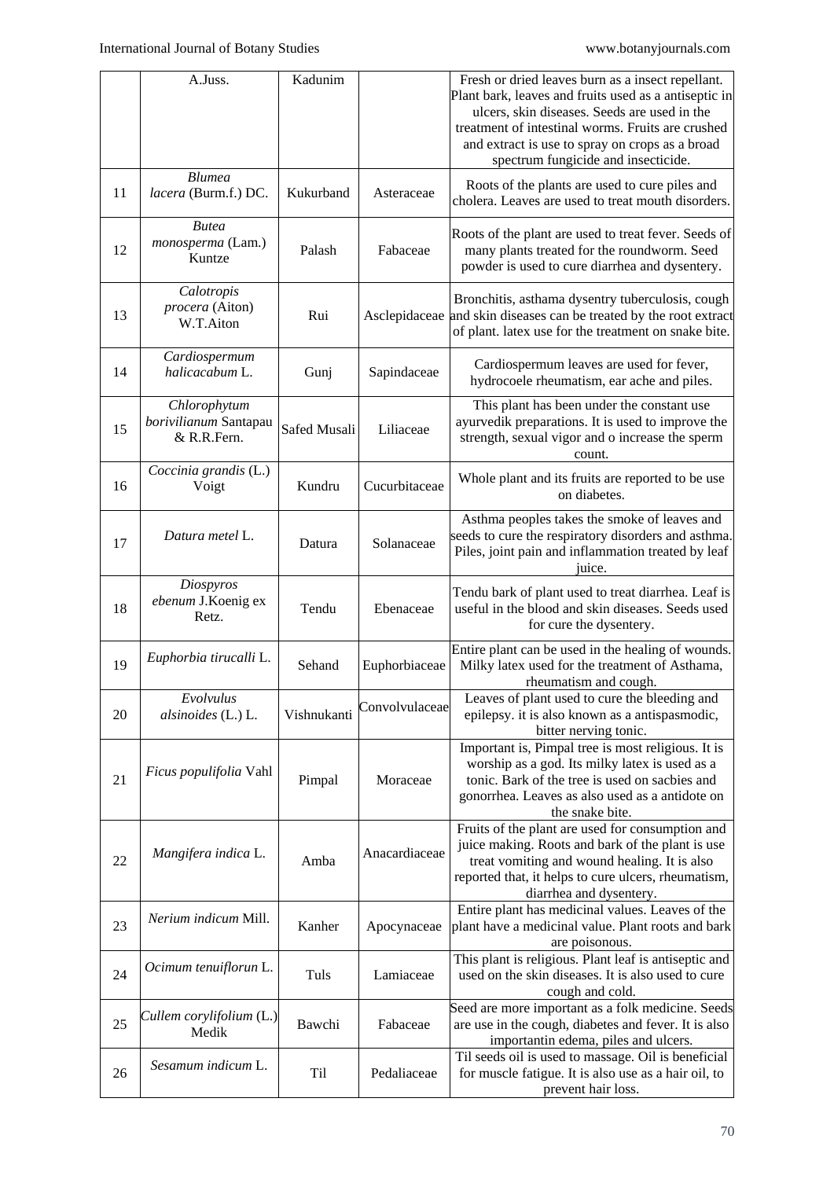| | | | | |
|---|---|---|---|---|
| | A.Juss. | Kadunim | | Fresh or dried leaves burn as a insect repellant. Plant bark, leaves and fruits used as a antiseptic in ulcers, skin diseases. Seeds are used in the treatment of intestinal worms. Fruits are crushed and extract is use to spray on crops as a broad spectrum fungicide and insecticide. |
| 11 | *Blumea lacera* (Burm.f.) DC. | Kukurband | Asteraceae | Roots of the plants are used to cure piles and cholera. Leaves are used to treat mouth disorders. |
| 12 | *Butea monosperma* (Lam.) Kuntze | Palash | Fabaceae | Roots of the plant are used to treat fever. Seeds of many plants treated for the roundworm. Seed powder is used to cure diarrhea and dysentery. |
| 13 | *Calotropis procera* (Aiton) W.T.Aiton | Rui | Asclepidaceae | Bronchitis, asthama dysentry tuberculosis, cough and skin diseases can be treated by the root extract of plant. latex use for the treatment on snake bite. |
| 14 | *Cardiospermum halicacabum* L. | Gunj | Sapindaceae | Cardiospermum leaves are used for fever, hydrocoele rheumatism, ear ache and piles. |
| 15 | *Chlorophytum borivilianum* Santapau & R.R.Fern. | Safed Musali | Liliaceae | This plant has been under the constant use ayurvedik preparations. It is used to improve the strength, sexual vigor and o increase the sperm count. |
| 16 | *Coccinia grandis* (L.) Voigt | Kundru | Cucurbitaceae | Whole plant and its fruits are reported to be use on diabetes. |
| 17 | *Datura metel* L. | Datura | Solanaceae | Asthma peoples takes the smoke of leaves and seeds to cure the respiratory disorders and asthma. Piles, joint pain and inflammation treated by leaf juice. |
| 18 | *Diospyros ebenum* J.Koenig ex Retz. | Tendu | Ebenaceae | Tendu bark of plant used to treat diarrhea. Leaf is useful in the blood and skin diseases. Seeds used for cure the dysentery. |
| 19 | *Euphorbia tirucalli* L. | Sehand | Euphorbiaceae | Entire plant can be used in the healing of wounds. Milky latex used for the treatment of Asthama, rheumatism and cough. |
| 20 | *Evolvulus alsinoides* (L.) L. | Vishnukanti | Convolvulaceae | Leaves of plant used to cure the bleeding and epilepsy. it is also known as a antispasmodic, bitter nerving tonic. |
| 21 | *Ficus populifolia* Vahl | Pimpal | Moraceae | Important is, Pimpal tree is most religious. It is worship as a god. Its milky latex is used as a tonic. Bark of the tree is used on sacbies and gonorrhea. Leaves as also used as a antidote on the snake bite. |
| 22 | *Mangifera indica* L. | Amba | Anacardiaceae | Fruits of the plant are used for consumption and juice making. Roots and bark of the plant is use treat vomiting and wound healing. It is also reported that, it helps to cure ulcers, rheumatism, diarrhea and dysentery. |
| 23 | *Nerium indicum* Mill. | Kanher | Apocynaceae | Entire plant has medicinal values. Leaves of the plant have a medicinal value. Plant roots and bark are poisonous. |
| 24 | *Ocimum tenuiflorun* L. | Tuls | Lamiaceae | This plant is religious. Plant leaf is antiseptic and used on the skin diseases. It is also used to cure cough and cold. |
| 25 | *Cullem corylifolium* (L.) Medik | Bawchi | Fabaceae | Seed are more important as a folk medicine. Seeds are use in the cough, diabetes and fever. It is also importantin edema, piles and ulcers. |
| 26 | *Sesamum indicum* L. | Til | Pedaliaceae | Til seeds oil is used to massage. Oil is beneficial for muscle fatigue. It is also use as a hair oil, to prevent hair loss. |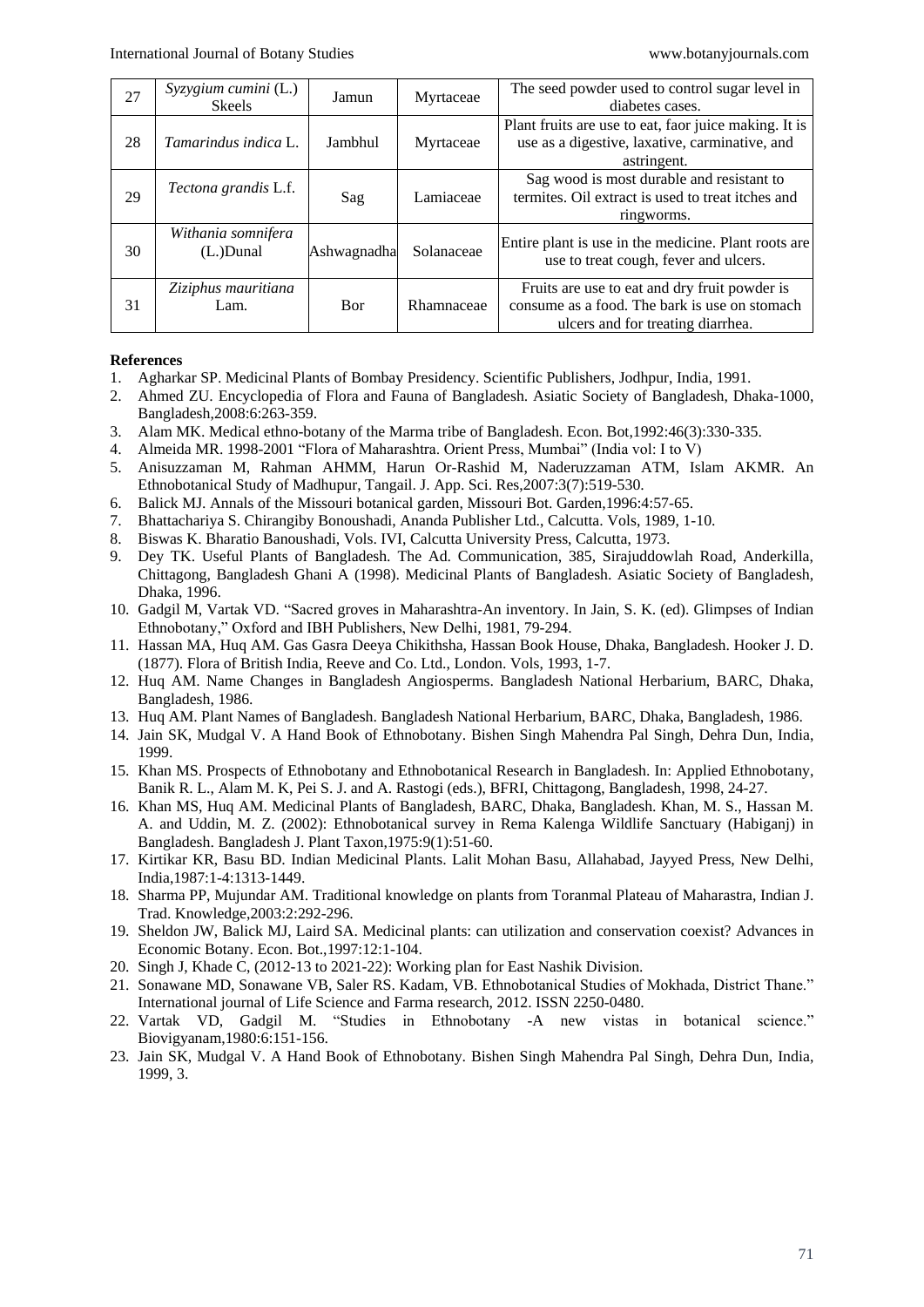| | | | | |
|---|---|---|---|---|
| 27 | *Syzygium cumini* (L.) Skeels | Jamun | Myrtaceae | The seed powder used to control sugar level in diabetes cases. |
| 28 | *Tamarindus indica* L. | Jambhul | Myrtaceae | Plant fruits are use to eat, faor juice making. It is use as a digestive, laxative, carminative, and astringent. |
| 29 | *Tectona grandis* L.f. | Sag | Lamiaceae | Sag wood is most durable and resistant to termites. Oil extract is used to treat itches and ringworms. |
| 30 | *Withania somnifera* (L.)Dunal | Ashwagnadha | Solanaceae | Entire plant is use in the medicine. Plant roots are use to treat cough, fever and ulcers. |
| 31 | *Ziziphus mauritiana* Lam. | Bor | Rhamnaceae | Fruits are use to eat and dry fruit powder is consume as a food. The bark is use on stomach ulcers and for treating diarrhea. |

**References**

1. Agharkar SP. Medicinal Plants of Bombay Presidency. Scientific Publishers, Jodhpur, India, 1991.
2. Ahmed ZU. Encyclopedia of Flora and Fauna of Bangladesh. Asiatic Society of Bangladesh, Dhaka-1000, Bangladesh,2008:6:263-359.
3. Alam MK. Medical ethno-botany of the Marma tribe of Bangladesh. Econ. Bot,1992:46(3):330-335.
4. Almeida MR. 1998-2001 "Flora of Maharashtra. Orient Press, Mumbai" (India vol: I to V)
5. Anisuzzaman M, Rahman AHMM, Harun Or-Rashid M, Naderuzzaman ATM, Islam AKMR. An Ethnobotanical Study of Madhupur, Tangail. J. App. Sci. Res,2007:3(7):519-530.
6. Balick MJ. Annals of the Missouri botanical garden, Missouri Bot. Garden,1996:4:57-65.
7. Bhattachariya S. Chirangiby Bonoushadi, Ananda Publisher Ltd., Calcutta. Vols, 1989, 1-10.
8. Biswas K. Bharatio Banoushadi, Vols. IVI, Calcutta University Press, Calcutta, 1973.
9. Dey TK. Useful Plants of Bangladesh. The Ad. Communication, 385, Sirajuddowlah Road, Anderkilla, Chittagong, Bangladesh Ghani A (1998). Medicinal Plants of Bangladesh. Asiatic Society of Bangladesh, Dhaka, 1996.
10. Gadgil M, Vartak VD. "Sacred groves in Maharashtra-An inventory. In Jain, S. K. (ed). Glimpses of Indian Ethnobotany," Oxford and IBH Publishers, New Delhi, 1981, 79-294.
11. Hassan MA, Huq AM. Gas Gasra Deeya Chikithsha, Hassan Book House, Dhaka, Bangladesh. Hooker J. D. (1877). Flora of British India, Reeve and Co. Ltd., London. Vols, 1993, 1-7.
12. Huq AM. Name Changes in Bangladesh Angiosperms. Bangladesh National Herbarium, BARC, Dhaka, Bangladesh, 1986.
13. Huq AM. Plant Names of Bangladesh. Bangladesh National Herbarium, BARC, Dhaka, Bangladesh, 1986.
14. Jain SK, Mudgal V. A Hand Book of Ethnobotany. Bishen Singh Mahendra Pal Singh, Dehra Dun, India, 1999.
15. Khan MS. Prospects of Ethnobotany and Ethnobotanical Research in Bangladesh. In: Applied Ethnobotany, Banik R. L., Alam M. K, Pei S. J. and A. Rastogi (eds.), BFRI, Chittagong, Bangladesh, 1998, 24-27.
16. Khan MS, Huq AM. Medicinal Plants of Bangladesh, BARC, Dhaka, Bangladesh. Khan, M. S., Hassan M. A. and Uddin, M. Z. (2002): Ethnobotanical survey in Rema Kalenga Wildlife Sanctuary (Habiganj) in Bangladesh. Bangladesh J. Plant Taxon,1975:9(1):51-60.
17. Kirtikar KR, Basu BD. Indian Medicinal Plants. Lalit Mohan Basu, Allahabad, Jayyed Press, New Delhi, India,1987:1-4:1313-1449.
18. Sharma PP, Mujundar AM. Traditional knowledge on plants from Toranmal Plateau of Maharastra, Indian J. Trad. Knowledge,2003:2:292-296.
19. Sheldon JW, Balick MJ, Laird SA. Medicinal plants: can utilization and conservation coexist? Advances in Economic Botany. Econ. Bot.,1997:12:1-104.
20. Singh J, Khade C, (2012-13 to 2021-22): Working plan for East Nashik Division.
21. Sonawane MD, Sonawane VB, Saler RS. Kadam, VB. Ethnobotanical Studies of Mokhada, District Thane." International journal of Life Science and Farma research, 2012. ISSN 2250-0480.
22. Vartak VD, Gadgil M. "Studies in Ethnobotany -A new vistas in botanical science." Biovigyanam,1980:6:151-156.
23. Jain SK, Mudgal V. A Hand Book of Ethnobotany. Bishen Singh Mahendra Pal Singh, Dehra Dun, India, 1999, 3.